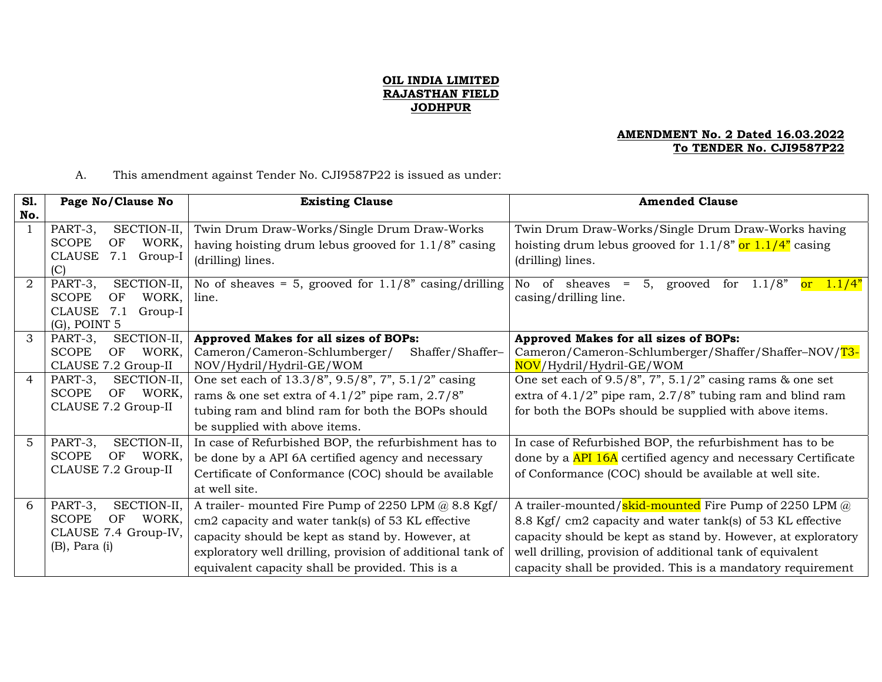**OIL INDIA LIMITED**
**RAJASTHAN FIELD**
**JODHPUR**

**AMENDMENT No. 2 Dated 16.03.2022**
**To TENDER No. CJI9587P22**

A. This amendment against Tender No. CJI9587P22 is issued as under:

| Sl. No. | Page No/Clause No | Existing Clause | Amended Clause |
|---|---|---|---|
| 1 | PART-3, SECTION-II, SCOPE OF WORK, CLAUSE 7.1 Group-I (C) | Twin Drum Draw-Works/Single Drum Draw-Works having hoisting drum lebus grooved for 1.1/8" casing (drilling) lines. | Twin Drum Draw-Works/Single Drum Draw-Works having hoisting drum lebus grooved for 1.1/8" or 1.1/4" casing (drilling) lines. |
| 2 | PART-3, SECTION-II, SCOPE OF WORK, CLAUSE 7.1 Group-I (G), POINT 5 | No of sheaves = 5, grooved for 1.1/8" casing/drilling line. | No of sheaves = 5, grooved for 1.1/8" or 1.1/4" casing/drilling line. |
| 3 | PART-3, SECTION-II, SCOPE OF WORK, CLAUSE 7.2 Group-II | **Approved Makes for all sizes of BOPs:** Cameron/Cameron-Schlumberger/ Shaffer/Shaffer–NOV/Hydril/Hydril-GE/WOM | **Approved Makes for all sizes of BOPs:** Cameron/Cameron-Schlumberger/Shaffer/Shaffer–NOV/T3-NOV/Hydril/Hydril-GE/WOM |
| 4 | PART-3, SECTION-II, SCOPE OF WORK, CLAUSE 7.2 Group-II | One set each of 13.3/8", 9.5/8", 7", 5.1/2" casing rams & one set extra of 4.1/2" pipe ram, 2.7/8" tubing ram and blind ram for both the BOPs should be supplied with above items. | One set each of 9.5/8", 7", 5.1/2" casing rams & one set extra of 4.1/2" pipe ram, 2.7/8" tubing ram and blind ram for both the BOPs should be supplied with above items. |
| 5 | PART-3, SECTION-II, SCOPE OF WORK, CLAUSE 7.2 Group-II | In case of Refurbished BOP, the refurbishment has to be done by a API 6A certified agency and necessary Certificate of Conformance (COC) should be available at well site. | In case of Refurbished BOP, the refurbishment has to be done by a API 16A certified agency and necessary Certificate of Conformance (COC) should be available at well site. |
| 6 | PART-3, SECTION-II, SCOPE OF WORK, CLAUSE 7.4 Group-IV, (B), Para (i) | A trailer- mounted Fire Pump of 2250 LPM @ 8.8 Kgf/ cm2 capacity and water tank(s) of 53 KL effective capacity should be kept as stand by. However, at exploratory well drilling, provision of additional tank of equivalent capacity shall be provided. This is a | A trailer-mounted/skid-mounted Fire Pump of 2250 LPM @ 8.8 Kgf/ cm2 capacity and water tank(s) of 53 KL effective capacity should be kept as stand by. However, at exploratory well drilling, provision of additional tank of equivalent capacity shall be provided. This is a mandatory requirement |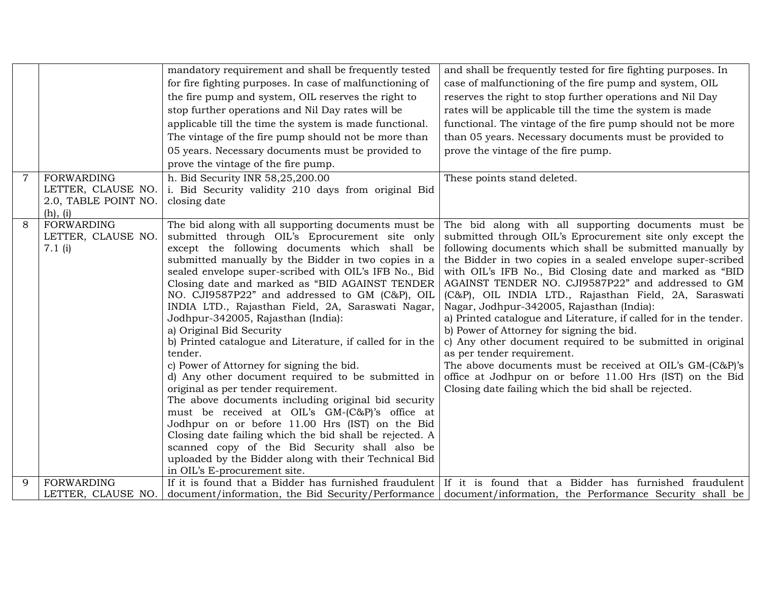| | | | |
|---|---|---|---|
| | | mandatory requirement and shall be frequently tested for fire fighting purposes. In case of malfunctioning of the fire pump and system, OIL reserves the right to stop further operations and Nil Day rates will be applicable till the time the system is made functional. The vintage of the fire pump should not be more than 05 years. Necessary documents must be provided to prove the vintage of the fire pump. | and shall be frequently tested for fire fighting purposes. In case of malfunctioning of the fire pump and system, OIL reserves the right to stop further operations and Nil Day rates will be applicable till the time the system is made functional. The vintage of the fire pump should not be more than 05 years. Necessary documents must be provided to prove the vintage of the fire pump. |
| 7 | FORWARDING LETTER, CLAUSE NO. 2.0, TABLE POINT NO. (h), (i) | h. Bid Security INR 58,25,200.00<br>i. Bid Security validity 210 days from original Bid closing date | These points stand deleted. |
| 8 | FORWARDING LETTER, CLAUSE NO. 7.1 (i) | The bid along with all supporting documents must be submitted through OIL's Eprocurement site only except the following documents which shall be submitted manually by the Bidder in two copies in a sealed envelope super-scribed with OIL's IFB No., Bid Closing date and marked as "BID AGAINST TENDER NO. CJI9587P22" and addressed to GM (C&P), OIL INDIA LTD., Rajasthan Field, 2A, Saraswati Nagar, Jodhpur-342005, Rajasthan (India):<br>a) Original Bid Security<br>b) Printed catalogue and Literature, if called for in the tender.<br>c) Power of Attorney for signing the bid.<br>d) Any other document required to be submitted in original as per tender requirement.<br>The above documents including original bid security must be received at OIL's GM-(C&P)'s office at Jodhpur on or before 11.00 Hrs (IST) on the Bid Closing date failing which the bid shall be rejected. A scanned copy of the Bid Security shall also be uploaded by the Bidder along with their Technical Bid in OIL's E-procurement site. | The bid along with all supporting documents must be submitted through OIL's Eprocurement site only except the following documents which shall be submitted manually by the Bidder in two copies in a sealed envelope super-scribed with OIL's IFB No., Bid Closing date and marked as "BID AGAINST TENDER NO. CJI9587P22" and addressed to GM (C&P), OIL INDIA LTD., Rajasthan Field, 2A, Saraswati Nagar, Jodhpur-342005, Rajasthan (India):<br>a) Printed catalogue and Literature, if called for in the tender.<br>b) Power of Attorney for signing the bid.<br>c) Any other document required to be submitted in original as per tender requirement.<br>The above documents must be received at OIL's GM-(C&P)'s office at Jodhpur on or before 11.00 Hrs (IST) on the Bid Closing date failing which the bid shall be rejected. |
| 9 | FORWARDING LETTER, CLAUSE NO. | If it is found that a Bidder has furnished fraudulent document/information, the Bid Security/Performance | If it is found that a Bidder has furnished fraudulent document/information, the Performance Security shall be |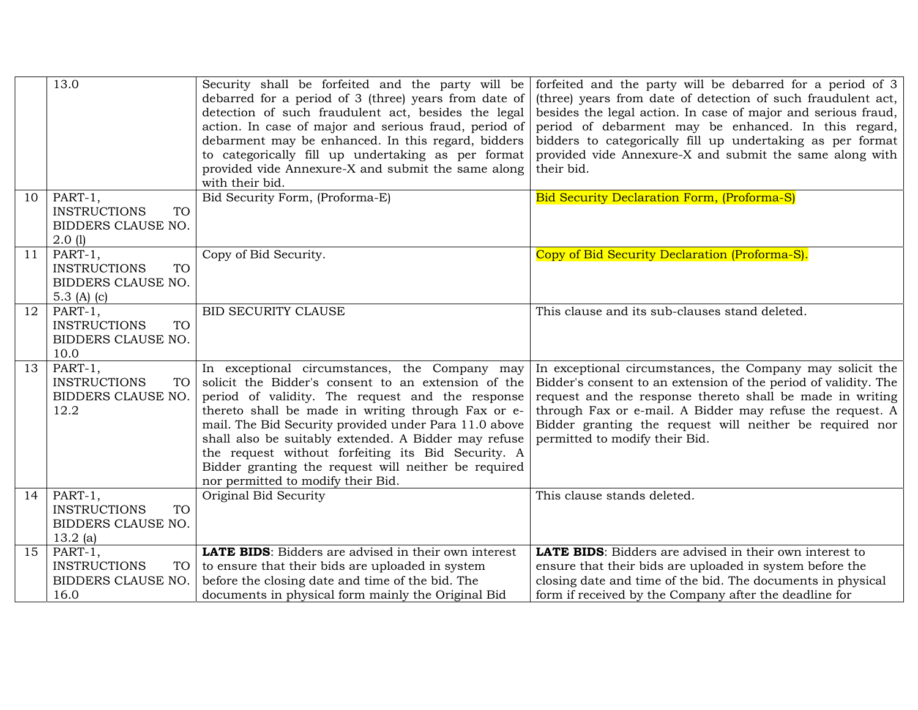| | | | |
|---|---|---|---|
| | 13.0 | Security shall be forfeited and the party will be debarred for a period of 3 (three) years from date of detection of such fraudulent act, besides the legal action. In case of major and serious fraud, period of debarment may be enhanced. In this regard, bidders to categorically fill up undertaking as per format provided vide Annexure-X and submit the same along with their bid. | forfeited and the party will be debarred for a period of 3 (three) years from date of detection of such fraudulent act, besides the legal action. In case of major and serious fraud, period of debarment may be enhanced. In this regard, bidders to categorically fill up undertaking as per format provided vide Annexure-X and submit the same along with their bid. |
| 10 | PART-1, INSTRUCTIONS TO BIDDERS CLAUSE NO. 2.0 (l) | Bid Security Form, (Proforma-E) | Bid Security Declaration Form, (Proforma-S) |
| 11 | PART-1, INSTRUCTIONS TO BIDDERS CLAUSE NO. 5.3 (A) (c) | Copy of Bid Security. | Copy of Bid Security Declaration (Proforma-S). |
| 12 | PART-1, INSTRUCTIONS TO BIDDERS CLAUSE NO. 10.0 | BID SECURITY CLAUSE | This clause and its sub-clauses stand deleted. |
| 13 | PART-1, INSTRUCTIONS TO BIDDERS CLAUSE NO. 12.2 | In exceptional circumstances, the Company may solicit the Bidder's consent to an extension of the period of validity. The request and the response thereto shall be made in writing through Fax or e-mail. The Bid Security provided under Para 11.0 above shall also be suitably extended. A Bidder may refuse the request without forfeiting its Bid Security. A Bidder granting the request will neither be required nor permitted to modify their Bid. | In exceptional circumstances, the Company may solicit the Bidder's consent to an extension of the period of validity. The request and the response thereto shall be made in writing through Fax or e-mail. A Bidder may refuse the request. A Bidder granting the request will neither be required nor permitted to modify their Bid. |
| 14 | PART-1, INSTRUCTIONS TO BIDDERS CLAUSE NO. 13.2 (a) | Original Bid Security | This clause stands deleted. |
| 15 | PART-1, INSTRUCTIONS TO BIDDERS CLAUSE NO. 16.0 | **LATE BIDS**: Bidders are advised in their own interest to ensure that their bids are uploaded in system before the closing date and time of the bid. The documents in physical form mainly the Original Bid | **LATE BIDS**: Bidders are advised in their own interest to ensure that their bids are uploaded in system before the closing date and time of the bid. The documents in physical form if received by the Company after the deadline for |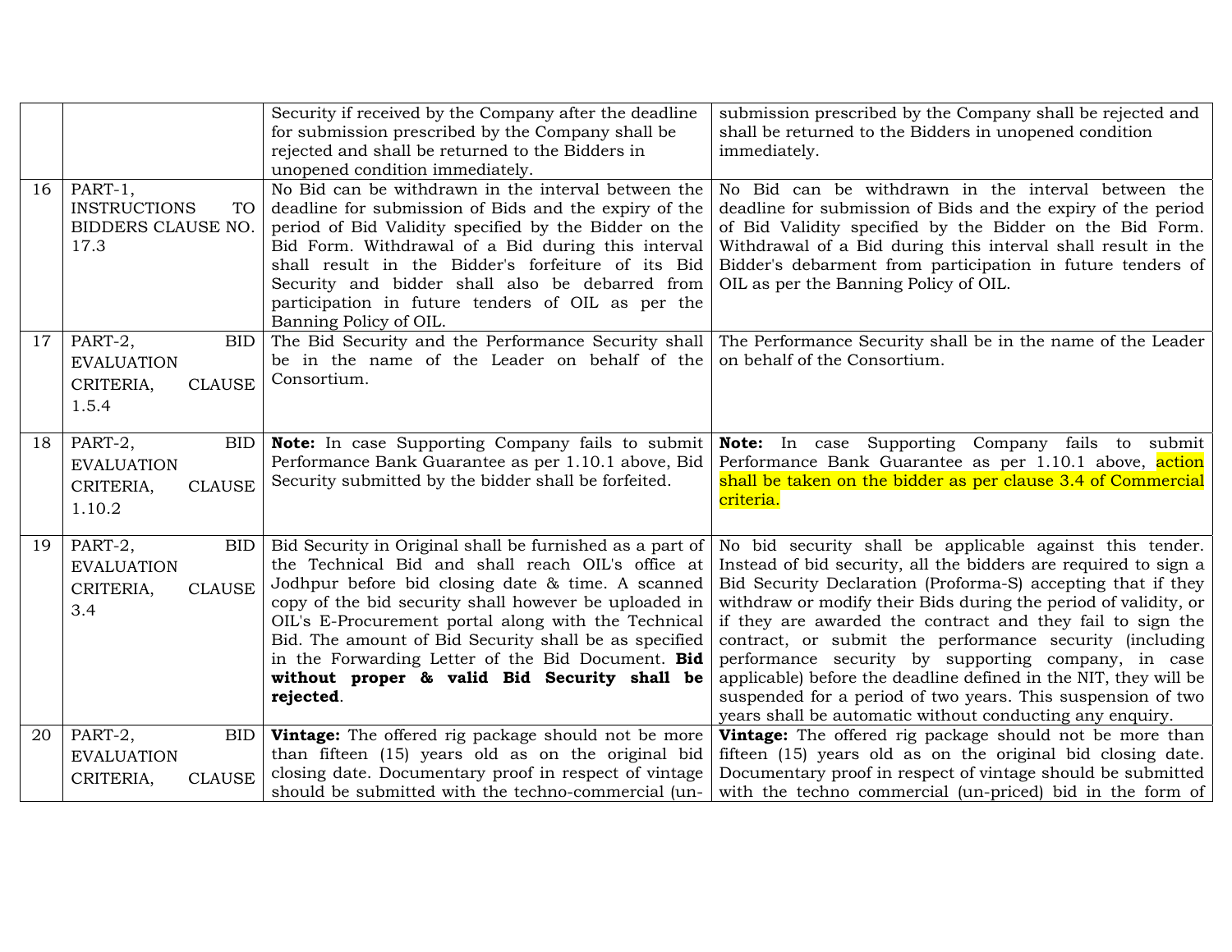| | | | |
|---|---|---|---|
| | | Security if received by the Company after the deadline for submission prescribed by the Company shall be rejected and shall be returned to the Bidders in unopened condition immediately. | submission prescribed by the Company shall be rejected and shall be returned to the Bidders in unopened condition immediately. |
| 16 | PART-1, INSTRUCTIONS TO BIDDERS CLAUSE NO. 17.3 | No Bid can be withdrawn in the interval between the deadline for submission of Bids and the expiry of the period of Bid Validity specified by the Bidder on the Bid Form. Withdrawal of a Bid during this interval shall result in the Bidder's forfeiture of its Bid Security and bidder shall also be debarred from participation in future tenders of OIL as per the Banning Policy of OIL. | No Bid can be withdrawn in the interval between the deadline for submission of Bids and the expiry of the period of Bid Validity specified by the Bidder on the Bid Form. Withdrawal of a Bid during this interval shall result in the Bidder's debarment from participation in future tenders of OIL as per the Banning Policy of OIL. |
| 17 | PART-2, BID EVALUATION CRITERIA, CLAUSE 1.5.4 | The Bid Security and the Performance Security shall be in the name of the Leader on behalf of the Consortium. | The Performance Security shall be in the name of the Leader on behalf of the Consortium. |
| 18 | PART-2, BID EVALUATION CRITERIA, CLAUSE 1.10.2 | **Note:** In case Supporting Company fails to submit Performance Bank Guarantee as per 1.10.1 above, Bid Security submitted by the bidder shall be forfeited. | **Note:** In case Supporting Company fails to submit Performance Bank Guarantee as per 1.10.1 above, action shall be taken on the bidder as per clause 3.4 of Commercial criteria. |
| 19 | PART-2, BID EVALUATION CRITERIA, CLAUSE 3.4 | Bid Security in Original shall be furnished as a part of the Technical Bid and shall reach OIL's office at Jodhpur before bid closing date & time. A scanned copy of the bid security shall however be uploaded in OIL's E-Procurement portal along with the Technical Bid. The amount of Bid Security shall be as specified in the Forwarding Letter of the Bid Document. **Bid without proper & valid Bid Security shall be rejected**. | No bid security shall be applicable against this tender. Instead of bid security, all the bidders are required to sign a Bid Security Declaration (Proforma-S) accepting that if they withdraw or modify their Bids during the period of validity, or if they are awarded the contract and they fail to sign the contract, or submit the performance security (including performance security by supporting company, in case applicable) before the deadline defined in the NIT, they will be suspended for a period of two years. This suspension of two years shall be automatic without conducting any enquiry. |
| 20 | PART-2, BID EVALUATION CRITERIA, CLAUSE | **Vintage:** The offered rig package should not be more than fifteen (15) years old as on the original bid closing date. Documentary proof in respect of vintage should be submitted with the techno-commercial (un- | **Vintage:** The offered rig package should not be more than fifteen (15) years old as on the original bid closing date. Documentary proof in respect of vintage should be submitted with the techno commercial (un-priced) bid in the form of |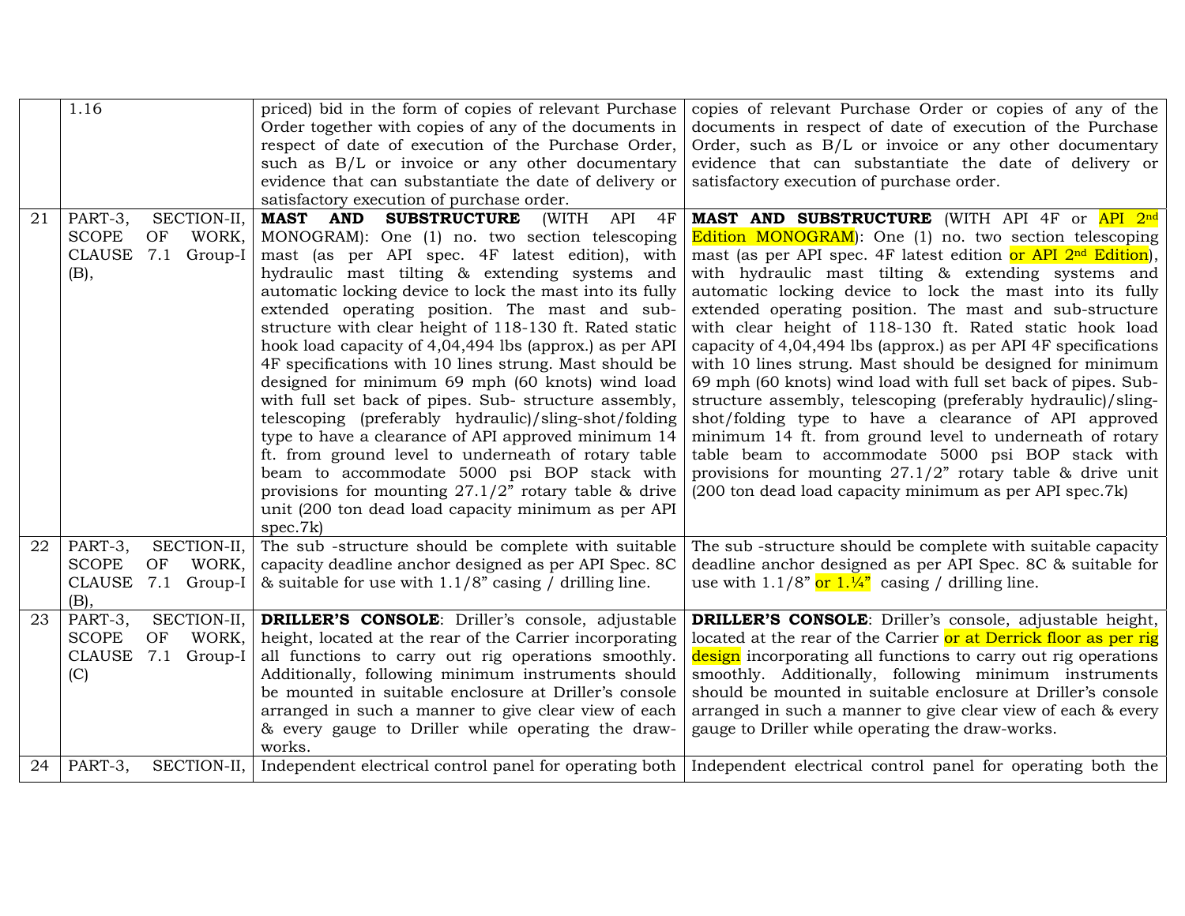| | 1.16 | priced) bid in the form of copies of relevant Purchase Order together with copies of any of the documents in respect of date of execution of the Purchase Order, such as B/L or invoice or any other documentary evidence that can substantiate the date of delivery or satisfactory execution of purchase order. | copies of relevant Purchase Order or copies of any of the documents in respect of date of execution of the Purchase Order, such as B/L or invoice or any other documentary evidence that can substantiate the date of delivery or satisfactory execution of purchase order. |
|---|---|---|---|
| 21 | PART-3, SECTION-II, SCOPE OF WORK, CLAUSE 7.1 Group-I (B), | **MAST AND SUBSTRUCTURE** (WITH API 4F MONOGRAM): One (1) no. two section telescoping mast (as per API spec. 4F latest edition), with hydraulic mast tilting & extending systems and automatic locking device to lock the mast into its fully extended operating position. The mast and sub-structure with clear height of 118-130 ft. Rated static hook load capacity of 4,04,494 lbs (approx.) as per API 4F specifications with 10 lines strung. Mast should be designed for minimum 69 mph (60 knots) wind load with full set back of pipes. Sub- structure assembly, telescoping (preferably hydraulic)/sling-shot/folding type to have a clearance of API approved minimum 14 ft. from ground level to underneath of rotary table beam to accommodate 5000 psi BOP stack with provisions for mounting 27.1/2" rotary table & drive unit (200 ton dead load capacity minimum as per API spec.7k) | **MAST AND SUBSTRUCTURE** (WITH API 4F or API 2nd Edition MONOGRAM): One (1) no. two section telescoping mast (as per API spec. 4F latest edition or API 2nd Edition), with hydraulic mast tilting & extending systems and automatic locking device to lock the mast into its fully extended operating position. The mast and sub-structure with clear height of 118-130 ft. Rated static hook load capacity of 4,04,494 lbs (approx.) as per API 4F specifications with 10 lines strung. Mast should be designed for minimum 69 mph (60 knots) wind load with full set back of pipes. Sub-structure assembly, telescoping (preferably hydraulic)/sling-shot/folding type to have a clearance of API approved minimum 14 ft. from ground level to underneath of rotary table beam to accommodate 5000 psi BOP stack with provisions for mounting 27.1/2" rotary table & drive unit (200 ton dead load capacity minimum as per API spec.7k) |
| 22 | PART-3, SECTION-II, SCOPE OF WORK, CLAUSE 7.1 Group-I (B), | The sub -structure should be complete with suitable capacity deadline anchor designed as per API Spec. 8C & suitable for use with 1.1/8" casing / drilling line. | The sub -structure should be complete with suitable capacity deadline anchor designed as per API Spec. 8C & suitable for use with 1.1/8" or 1.¼" casing / drilling line. |
| 23 | PART-3, SECTION-II, SCOPE OF WORK, CLAUSE 7.1 Group-I (C) | **DRILLER'S CONSOLE**: Driller's console, adjustable height, located at the rear of the Carrier incorporating all functions to carry out rig operations smoothly. Additionally, following minimum instruments should be mounted in suitable enclosure at Driller's console arranged in such a manner to give clear view of each & every gauge to Driller while operating the draw-works. | **DRILLER'S CONSOLE**: Driller's console, adjustable height, located at the rear of the Carrier or at Derrick floor as per rig design incorporating all functions to carry out rig operations smoothly. Additionally, following minimum instruments should be mounted in suitable enclosure at Driller's console arranged in such a manner to give clear view of each & every gauge to Driller while operating the draw-works. |
| 24 | PART-3, SECTION-II, | Independent electrical control panel for operating both | Independent electrical control panel for operating both the |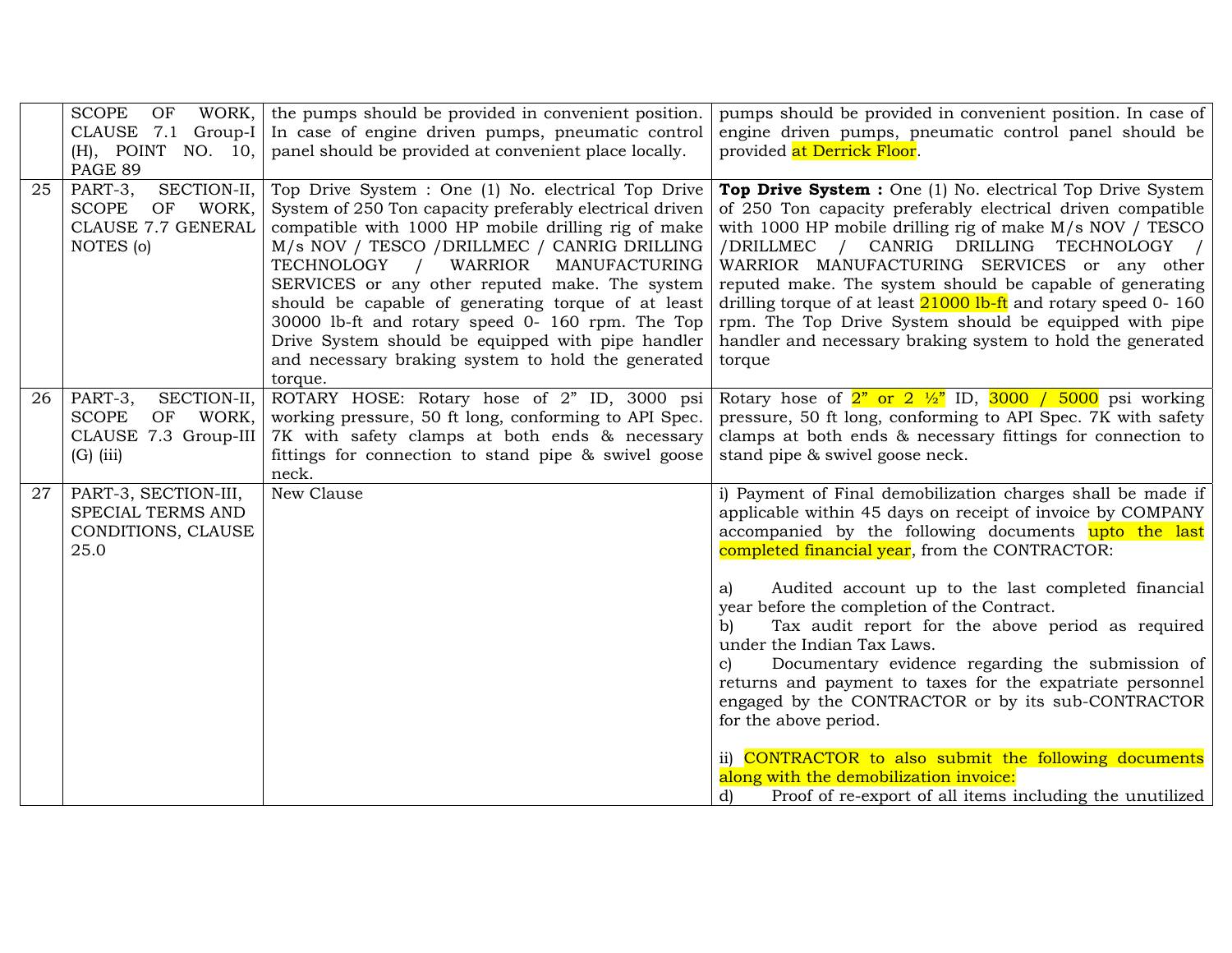| | SCOPE OF WORK, CLAUSE 7.1 Group-I (H), POINT NO. 10, PAGE 89 | the pumps should be provided in convenient position. In case of engine driven pumps, pneumatic control panel should be provided at convenient place locally. | pumps should be provided in convenient position. In case of engine driven pumps, pneumatic control panel should be provided at Derrick Floor. |
|---|---|---|---|
| 25 | PART-3, SECTION-II, SCOPE OF WORK, CLAUSE 7.7 GENERAL NOTES (o) | Top Drive System : One (1) No. electrical Top Drive System of 250 Ton capacity preferably electrical driven compatible with 1000 HP mobile drilling rig of make M/s NOV / TESCO /DRILLMEC / CANRIG DRILLING TECHNOLOGY / WARRIOR MANUFACTURING SERVICES or any other reputed make. The system should be capable of generating torque of at least 30000 lb-ft and rotary speed 0- 160 rpm. The Top Drive System should be equipped with pipe handler and necessary braking system to hold the generated torque. | **Top Drive System :** One (1) No. electrical Top Drive System of 250 Ton capacity preferably electrical driven compatible with 1000 HP mobile drilling rig of make M/s NOV / TESCO /DRILLMEC / CANRIG DRILLING TECHNOLOGY / WARRIOR MANUFACTURING SERVICES or any other reputed make. The system should be capable of generating drilling torque of at least 21000 lb-ft and rotary speed 0- 160 rpm. The Top Drive System should be equipped with pipe handler and necessary braking system to hold the generated torque |
| 26 | PART-3, SECTION-II, SCOPE OF WORK, CLAUSE 7.3 Group-III (G) (iii) | ROTARY HOSE: Rotary hose of 2" ID, 3000 psi working pressure, 50 ft long, conforming to API Spec. 7K with safety clamps at both ends & necessary fittings for connection to stand pipe & swivel goose neck. | Rotary hose of 2" or 2 ½" ID, 3000 / 5000 psi working pressure, 50 ft long, conforming to API Spec. 7K with safety clamps at both ends & necessary fittings for connection to stand pipe & swivel goose neck. |
| 27 | PART-3, SECTION-III, SPECIAL TERMS AND CONDITIONS, CLAUSE 25.0 | New Clause | i) Payment of Final demobilization charges shall be made if applicable within 45 days on receipt of invoice by COMPANY accompanied by the following documents upto the last completed financial year, from the CONTRACTOR:<br><br>a) Audited account up to the last completed financial year before the completion of the Contract.<br>b) Tax audit report for the above period as required under the Indian Tax Laws.<br>c) Documentary evidence regarding the submission of returns and payment to taxes for the expatriate personnel engaged by the CONTRACTOR or by its sub-CONTRACTOR for the above period.<br><br>ii) CONTRACTOR to also submit the following documents along with the demobilization invoice:<br>d) Proof of re-export of all items including the unutilized |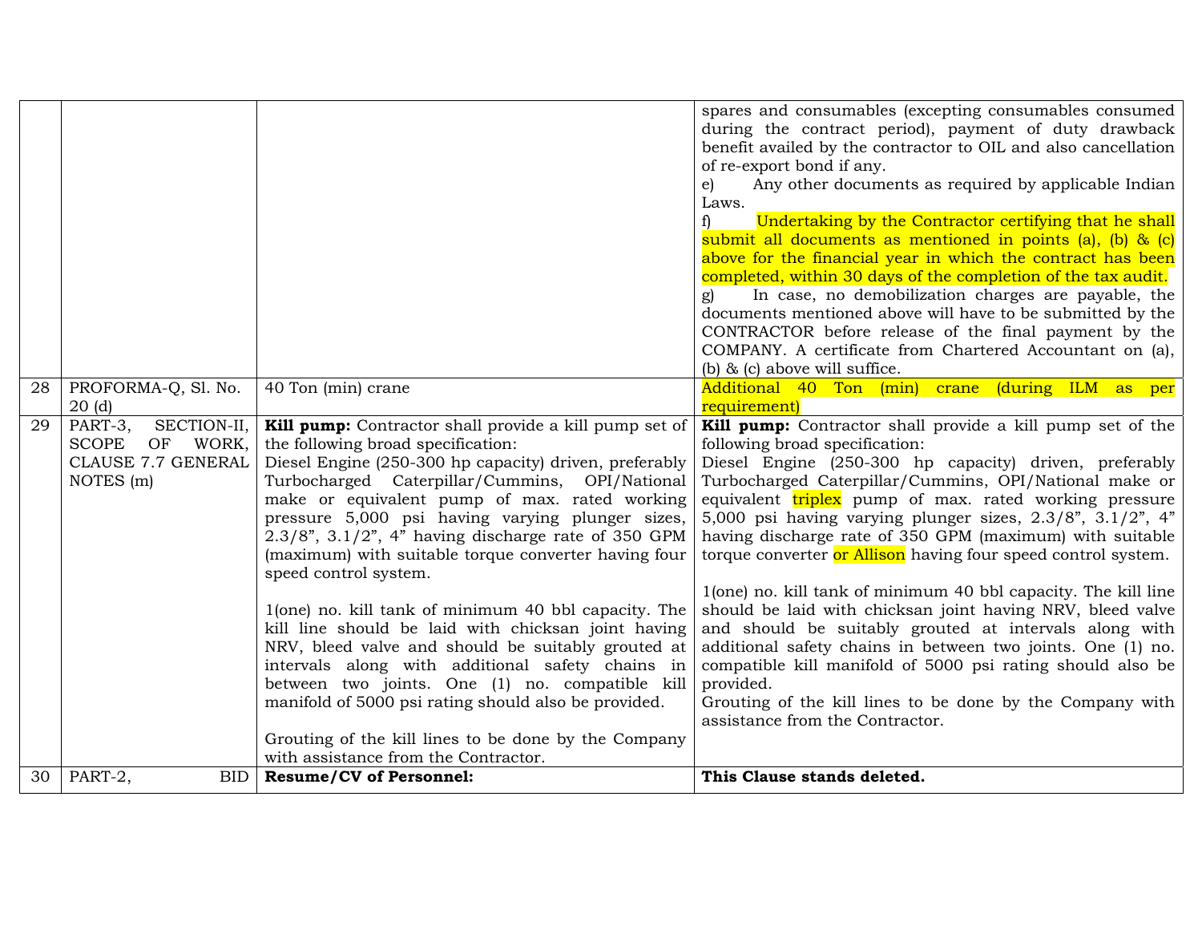| | | | |
|---|---|---|---|
| | | | spares and consumables (excepting consumables consumed during the contract period), payment of duty drawback benefit availed by the contractor to OIL and also cancellation of re-export bond if any.<br>e) Any other documents as required by applicable Indian Laws.<br>f) Undertaking by the Contractor certifying that he shall submit all documents as mentioned in points (a), (b) & (c) above for the financial year in which the contract has been completed, within 30 days of the completion of the tax audit.<br>g) In case, no demobilization charges are payable, the documents mentioned above will have to be submitted by the CONTRACTOR before release of the final payment by the COMPANY. A certificate from Chartered Accountant on (a), (b) & (c) above will suffice. |
| 28 | PROFORMA-Q, Sl. No. 20 (d) | 40 Ton (min) crane | Additional 40 Ton (min) crane (during ILM as per requirement) |
| 29 | PART-3, SECTION-II, SCOPE OF WORK, CLAUSE 7.7 GENERAL NOTES (m) | **Kill pump:** Contractor shall provide a kill pump set of the following broad specification:<br>Diesel Engine (250-300 hp capacity) driven, preferably Turbocharged Caterpillar/Cummins, OPI/National make or equivalent pump of max. rated working pressure 5,000 psi having varying plunger sizes, 2.3/8", 3.1/2", 4" having discharge rate of 350 GPM (maximum) with suitable torque converter having four speed control system.<br><br>1(one) no. kill tank of minimum 40 bbl capacity. The kill line should be laid with chicksan joint having NRV, bleed valve and should be suitably grouted at intervals along with additional safety chains in between two joints. One (1) no. compatible kill manifold of 5000 psi rating should also be provided.<br><br>Grouting of the kill lines to be done by the Company with assistance from the Contractor. | **Kill pump:** Contractor shall provide a kill pump set of the following broad specification:<br>Diesel Engine (250-300 hp capacity) driven, preferably Turbocharged Caterpillar/Cummins, OPI/National make or equivalent triplex pump of max. rated working pressure 5,000 psi having varying plunger sizes, 2.3/8", 3.1/2", 4" having discharge rate of 350 GPM (maximum) with suitable torque converter or Allison having four speed control system.<br><br>1(one) no. kill tank of minimum 40 bbl capacity. The kill line should be laid with chicksan joint having NRV, bleed valve and should be suitably grouted at intervals along with additional safety chains in between two joints. One (1) no. compatible kill manifold of 5000 psi rating should also be provided.<br>Grouting of the kill lines to be done by the Company with assistance from the Contractor. |
| 30 | PART-2, BID | **Resume/CV of Personnel:** | **This Clause stands deleted.** |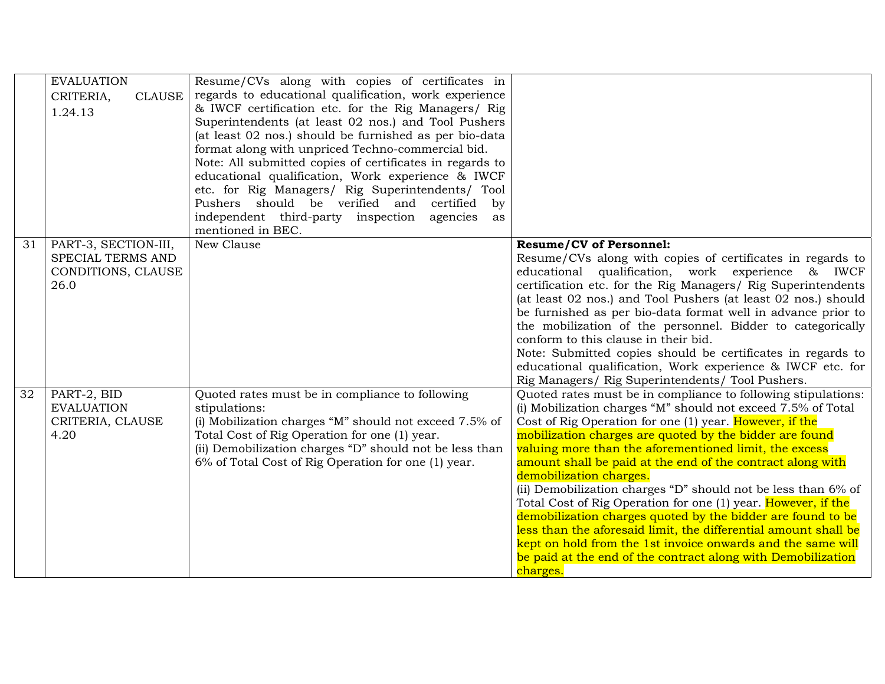| | | | |
|---|---|---|---|
| | EVALUATION CRITERIA, CLAUSE 1.24.13 | Resume/CVs along with copies of certificates in regards to educational qualification, work experience & IWCF certification etc. for the Rig Managers/ Rig Superintendents (at least 02 nos.) and Tool Pushers (at least 02 nos.) should be furnished as per bio-data format along with unpriced Techno-commercial bid.<br>Note: All submitted copies of certificates in regards to educational qualification, Work experience & IWCF etc. for Rig Managers/ Rig Superintendents/ Tool Pushers should be verified and certified by independent third-party inspection agencies as mentioned in BEC. | |
| 31 | PART-3, SECTION-III, SPECIAL TERMS AND CONDITIONS, CLAUSE 26.0 | New Clause | **Resume/CV of Personnel:**<br>Resume/CVs along with copies of certificates in regards to educational qualification, work experience & IWCF certification etc. for the Rig Managers/ Rig Superintendents (at least 02 nos.) and Tool Pushers (at least 02 nos.) should be furnished as per bio-data format well in advance prior to the mobilization of the personnel. Bidder to categorically conform to this clause in their bid.<br>Note: Submitted copies should be certificates in regards to educational qualification, Work experience & IWCF etc. for Rig Managers/ Rig Superintendents/ Tool Pushers. |
| 32 | PART-2, BID EVALUATION CRITERIA, CLAUSE 4.20 | Quoted rates must be in compliance to following stipulations:<br>(i) Mobilization charges "M" should not exceed 7.5% of Total Cost of Rig Operation for one (1) year.<br>(ii) Demobilization charges "D" should not be less than 6% of Total Cost of Rig Operation for one (1) year. | Quoted rates must be in compliance to following stipulations:<br>(i) Mobilization charges "M" should not exceed 7.5% of Total Cost of Rig Operation for one (1) year. However, if the mobilization charges are quoted by the bidder are found valuing more than the aforementioned limit, the excess amount shall be paid at the end of the contract along with demobilization charges.<br>(ii) Demobilization charges "D" should not be less than 6% of Total Cost of Rig Operation for one (1) year. However, if the demobilization charges quoted by the bidder are found to be less than the aforesaid limit, the differential amount shall be kept on hold from the 1st invoice onwards and the same will be paid at the end of the contract along with Demobilization charges. |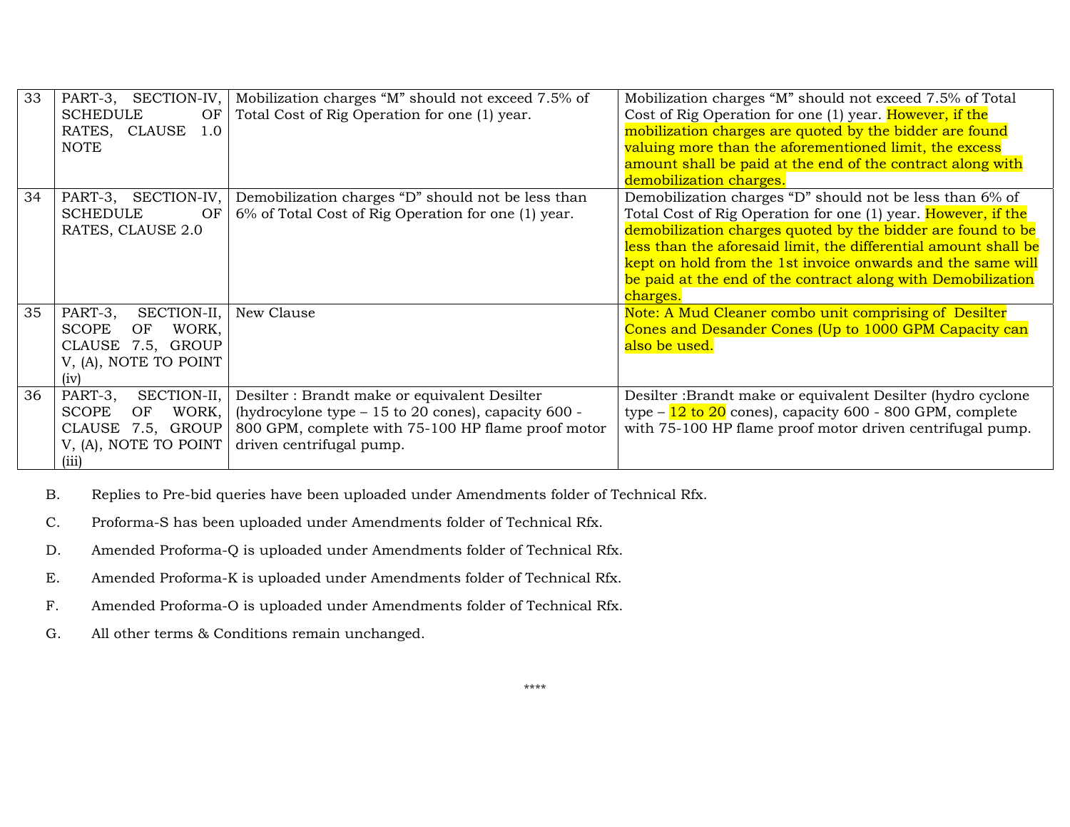| | | | |
|---|---|---|---|
| 33 | PART-3, SECTION-IV, SCHEDULE OF RATES, CLAUSE 1.0 NOTE | Mobilization charges “M” should not exceed 7.5% of Total Cost of Rig Operation for one (1) year. | Mobilization charges “M” should not exceed 7.5% of Total Cost of Rig Operation for one (1) year. However, if the mobilization charges are quoted by the bidder are found valuing more than the aforementioned limit, the excess amount shall be paid at the end of the contract along with demobilization charges. |
| 34 | PART-3, SECTION-IV, SCHEDULE OF RATES, CLAUSE 2.0 | Demobilization charges “D” should not be less than 6% of Total Cost of Rig Operation for one (1) year. | Demobilization charges “D” should not be less than 6% of Total Cost of Rig Operation for one (1) year. However, if the demobilization charges quoted by the bidder are found to be less than the aforesaid limit, the differential amount shall be kept on hold from the 1st invoice onwards and the same will be paid at the end of the contract along with Demobilization charges. |
| 35 | PART-3, SECTION-II, SCOPE OF WORK, CLAUSE 7.5, GROUP V, (A), NOTE TO POINT (iv) | New Clause | Note: A Mud Cleaner combo unit comprising of Desilter Cones and Desander Cones (Up to 1000 GPM Capacity can also be used. |
| 36 | PART-3, SECTION-II, SCOPE OF WORK, CLAUSE 7.5, GROUP V, (A), NOTE TO POINT (iii) | Desilter : Brandt make or equivalent Desilter (hydrocylone type – 15 to 20 cones), capacity 600 - 800 GPM, complete with 75-100 HP flame proof motor driven centrifugal pump. | Desilter :Brandt make or equivalent Desilter (hydro cyclone type – 12 to 20 cones), capacity 600 - 800 GPM, complete with 75-100 HP flame proof motor driven centrifugal pump. |

B. Replies to Pre-bid queries have been uploaded under Amendments folder of Technical Rfx.

C. Proforma-S has been uploaded under Amendments folder of Technical Rfx.

D. Amended Proforma-Q is uploaded under Amendments folder of Technical Rfx.

E. Amended Proforma-K is uploaded under Amendments folder of Technical Rfx.

F. Amended Proforma-O is uploaded under Amendments folder of Technical Rfx.

G. All other terms & Conditions remain unchanged.

****